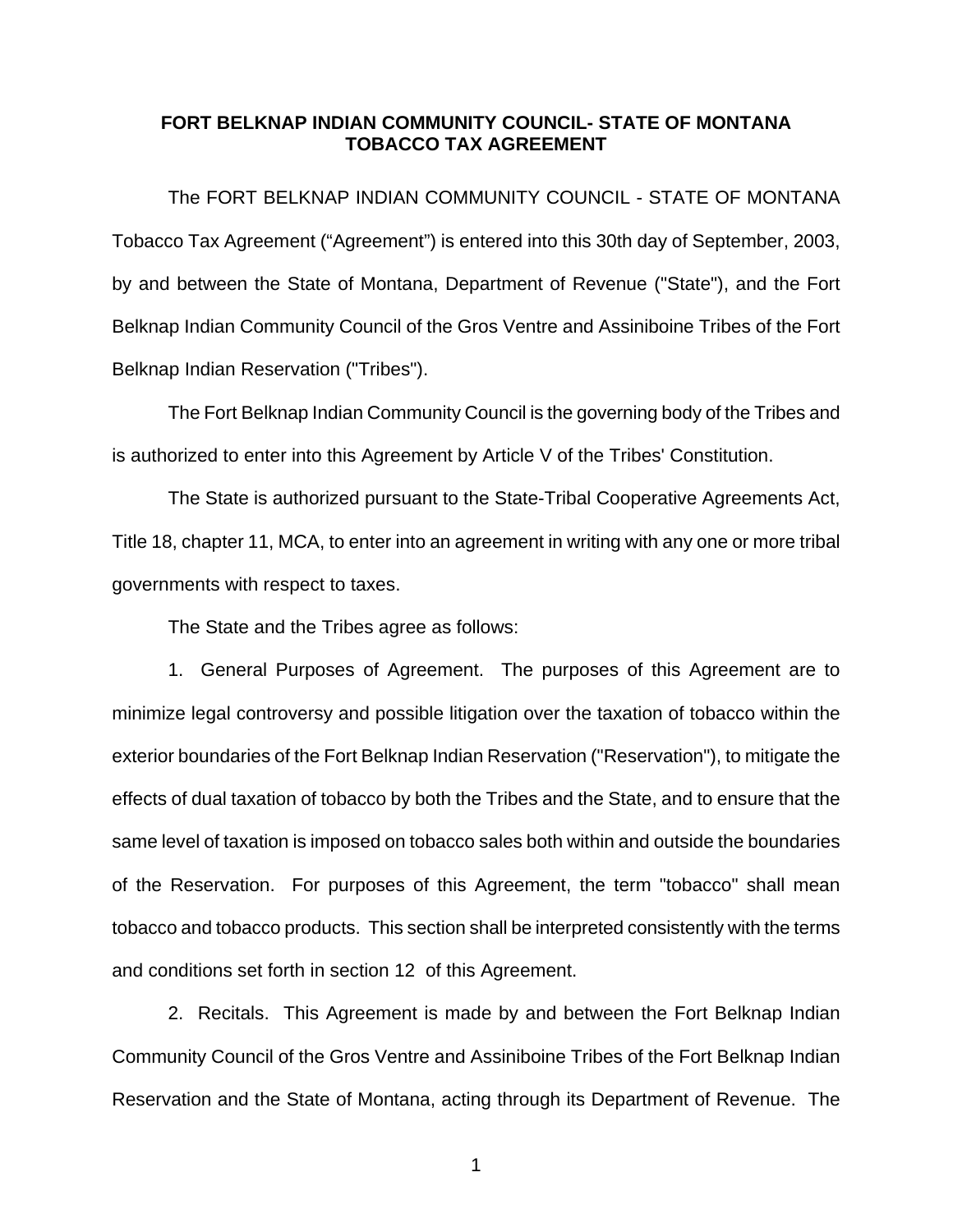# FORT BELKNAP INDIAN COMMUNITY COUNCIL- STATE OF MONTANA TOBACCO TAX AGREEMENT

The FORT BELKNAP INDIAN COMMUNITY COUNCIL - STATE OF MONTANA Tobacco Tax Agreement ("Agreement") is entered into this 30th day of September, 2003, by and between the State of Montana, Department of Revenue ("State"), and the Fort Belknap Indian Community Council of the Gros Ventre and Assiniboine Tribes of the Fort Belknap Indian Reservation ("Tribes").

The Fort Belknap Indian Community Council is the governing body of the Tribes and is authorized to enter into this Agreement by Article V of the Tribes' Constitution.

The State is authorized pursuant to the State-Tribal Cooperative Agreements Act, Title 18, chapter 11, MCA, to enter into an agreement in writing with any one or more tribal governments with respect to taxes.

The State and the Tribes agree as follows:

1. General Purposes of Agreement. The purposes of this Agreement are to minimize legal controversy and possible litigation over the taxation of tobacco within the exterior boundaries of the Fort Belknap Indian Reservation ("Reservation"), to mitigate the effects of dual taxation of tobacco by both the Tribes and the State, and to ensure that the same level of taxation is imposed on tobacco sales both within and outside the boundaries of the Reservation. For purposes of this Agreement, the term "tobacco" shall mean tobacco and tobacco products. This section shall be interpreted consistently with the terms and conditions set forth in section 12 of this Agreement.

2. Recitals. This Agreement is made by and between the Fort Belknap Indian Community Council of the Gros Ventre and Assiniboine Tribes of the Fort Belknap Indian Reservation and the State of Montana, acting through its Department of Revenue. The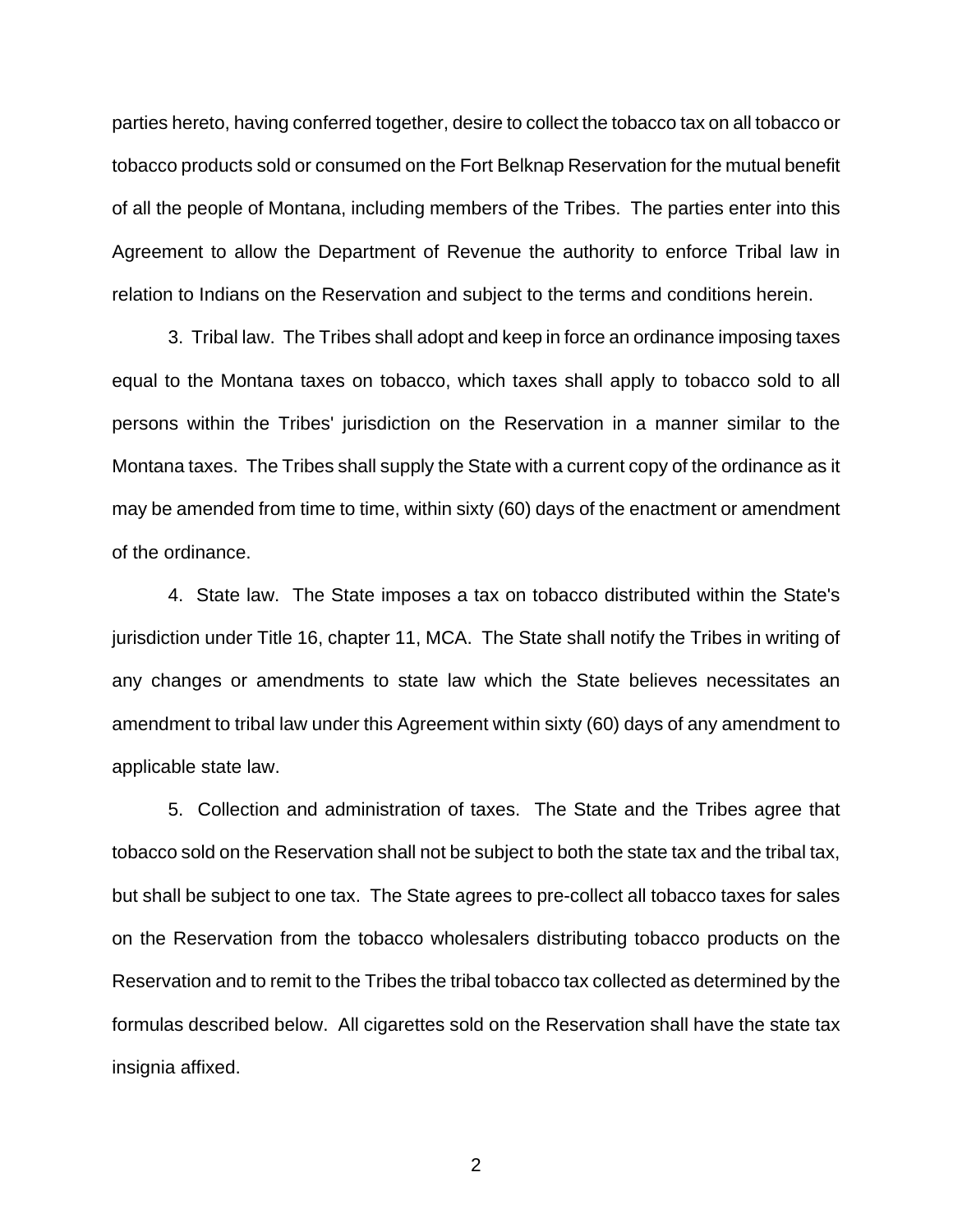parties hereto, having conferred together, desire to collect the tobacco tax on all tobacco or tobacco products sold or consumed on the Fort Belknap Reservation for the mutual benefit of all the people of Montana, including members of the Tribes. The parties enter into this Agreement to allow the Department of Revenue the authority to enforce Tribal law in relation to Indians on the Reservation and subject to the terms and conditions herein.

3. Tribal law. The Tribes shall adopt and keep in force an ordinance imposing taxes equal to the Montana taxes on tobacco, which taxes shall apply to tobacco sold to all persons within the Tribes' jurisdiction on the Reservation in a manner similar to the Montana taxes. The Tribes shall supply the State with a current copy of the ordinance as it may be amended from time to time, within sixty (60) days of the enactment or amendment of the ordinance.

4. State law. The State imposes a tax on tobacco distributed within the State's jurisdiction under Title 16, chapter 11, MCA. The State shall notify the Tribes in writing of any changes or amendments to state law which the State believes necessitates an amendment to tribal law under this Agreement within sixty (60) days of any amendment to applicable state law.

5. Collection and administration of taxes. The State and the Tribes agree that tobacco sold on the Reservation shall not be subject to both the state tax and the tribal tax, but shall be subject to one tax. The State agrees to pre-collect all tobacco taxes for sales on the Reservation from the tobacco wholesalers distributing tobacco products on the Reservation and to remit to the Tribes the tribal tobacco tax collected as determined by the formulas described below. All cigarettes sold on the Reservation shall have the state tax insignia affixed.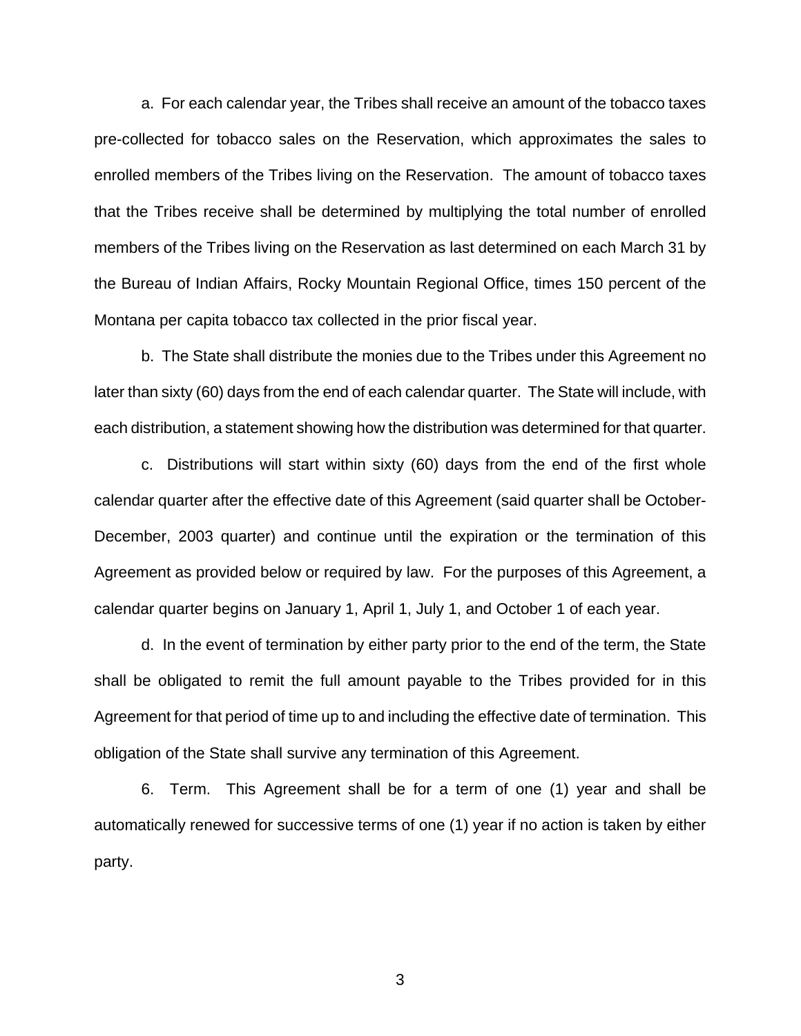a. For each calendar year, the Tribes shall receive an amount of the tobacco taxes pre-collected for tobacco sales on the Reservation, which approximates the sales to enrolled members of the Tribes living on the Reservation. The amount of tobacco taxes that the Tribes receive shall be determined by multiplying the total number of enrolled members of the Tribes living on the Reservation as last determined on each March 31 by the Bureau of Indian Affairs, Rocky Mountain Regional Office, times 150 percent of the Montana per capita tobacco tax collected in the prior fiscal year.

b. The State shall distribute the monies due to the Tribes under this Agreement no later than sixty (60) days from the end of each calendar quarter. The State will include, with each distribution, a statement showing how the distribution was determined for that quarter.

c. Distributions will start within sixty (60) days from the end of the first whole calendar quarter after the effective date of this Agreement (said quarter shall be October-December, 2003 quarter) and continue until the expiration or the termination of this Agreement as provided below or required by law. For the purposes of this Agreement, a calendar quarter begins on January 1, April 1, July 1, and October 1 of each year.

d. In the event of termination by either party prior to the end of the term, the State shall be obligated to remit the full amount payable to the Tribes provided for in this Agreement for that period of time up to and including the effective date of termination. This obligation of the State shall survive any termination of this Agreement.

6. Term. This Agreement shall be for a term of one (1) year and shall be automatically renewed for successive terms of one (1) year if no action is taken by either party.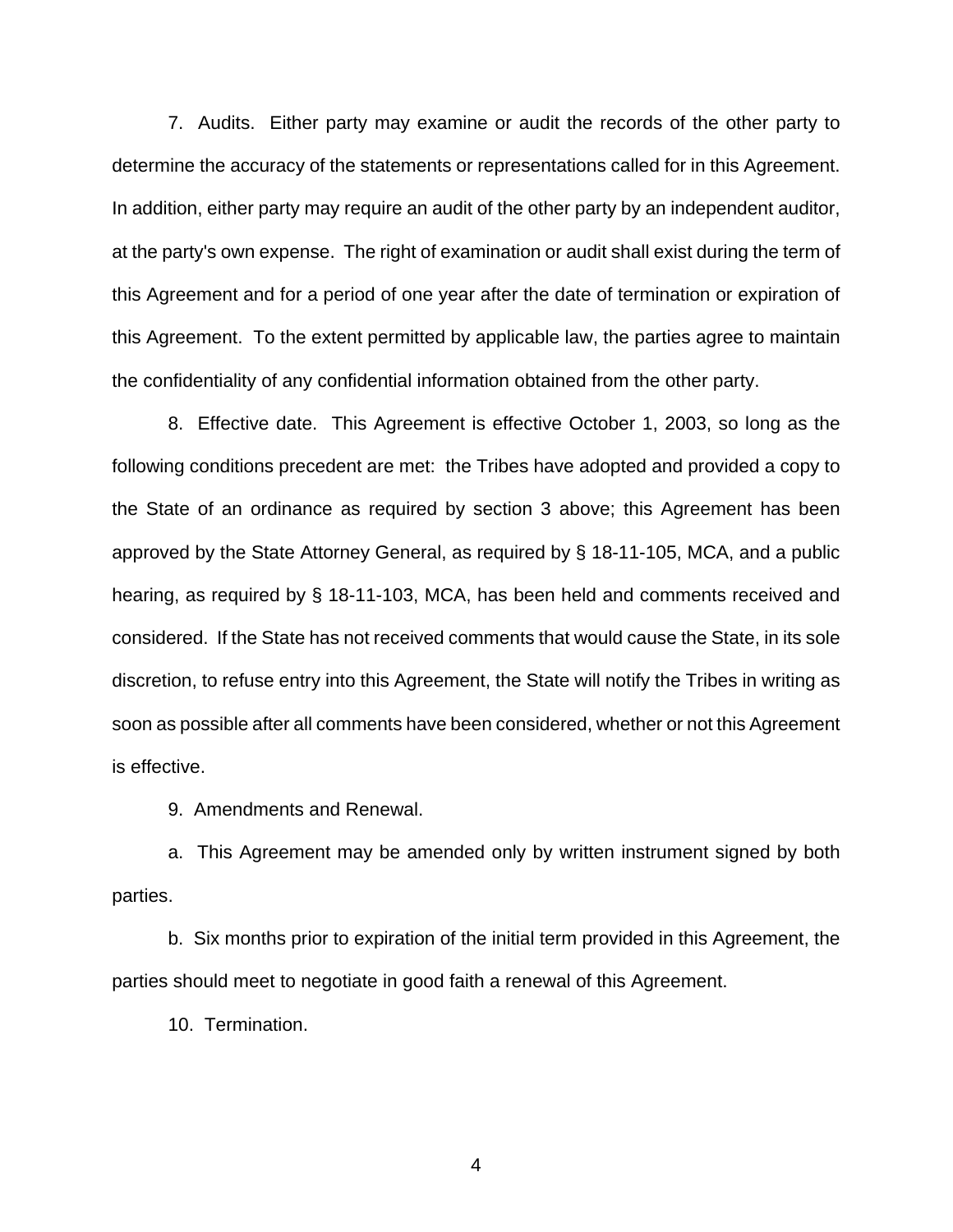7. Audits. Either party may examine or audit the records of the other party to determine the accuracy of the statements or representations called for in this Agreement. In addition, either party may require an audit of the other party by an independent auditor, at the party's own expense. The right of examination or audit shall exist during the term of this Agreement and for a period of one year after the date of termination or expiration of this Agreement. To the extent permitted by applicable law, the parties agree to maintain the confidentiality of any confidential information obtained from the other party.

8. Effective date. This Agreement is effective October 1, 2003, so long as the following conditions precedent are met: the Tribes have adopted and provided a copy to the State of an ordinance as required by section 3 above; this Agreement has been approved by the State Attorney General, as required by § 18-11-105, MCA, and a public hearing, as required by § 18-11-103, MCA, has been held and comments received and considered. If the State has not received comments that would cause the State, in its sole discretion, to refuse entry into this Agreement, the State will notify the Tribes in writing as soon as possible after all comments have been considered, whether or not this Agreement is effective.

9. Amendments and Renewal.

a. This Agreement may be amended only by written instrument signed by both parties.

b. Six months prior to expiration of the initial term provided in this Agreement, the parties should meet to negotiate in good faith a renewal of this Agreement.

10. Termination.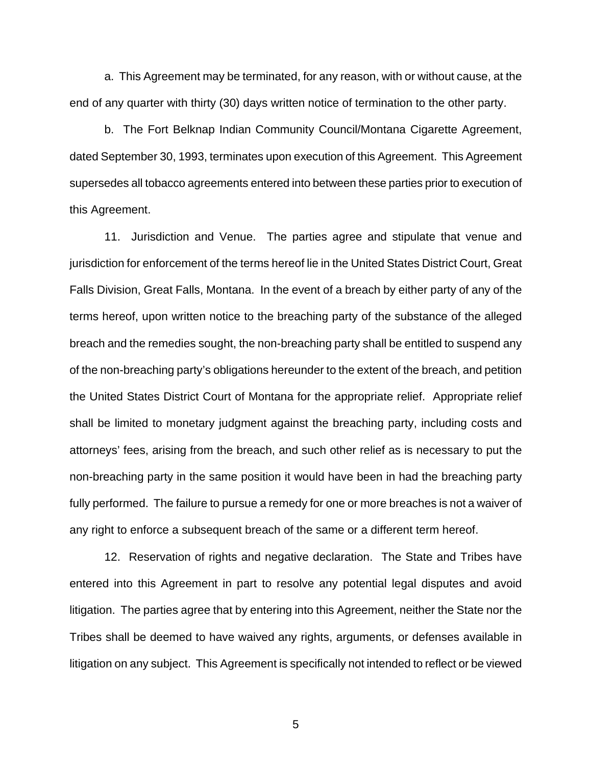a. This Agreement may be terminated, for any reason, with or without cause, at the end of any quarter with thirty (30) days written notice of termination to the other party.

b. The Fort Belknap Indian Community Council/Montana Cigarette Agreement, dated September 30, 1993, terminates upon execution of this Agreement. This Agreement supersedes all tobacco agreements entered into between these parties prior to execution of this Agreement.

11. Jurisdiction and Venue. The parties agree and stipulate that venue and jurisdiction for enforcement of the terms hereof lie in the United States District Court, Great Falls Division, Great Falls, Montana. In the event of a breach by either party of any of the terms hereof, upon written notice to the breaching party of the substance of the alleged breach and the remedies sought, the non-breaching party shall be entitled to suspend any of the non-breaching party's obligations hereunder to the extent of the breach, and petition the United States District Court of Montana for the appropriate relief. Appropriate relief shall be limited to monetary judgment against the breaching party, including costs and attorneys' fees, arising from the breach, and such other relief as is necessary to put the non-breaching party in the same position it would have been in had the breaching party fully performed. The failure to pursue a remedy for one or more breaches is not a waiver of any right to enforce a subsequent breach of the same or a different term hereof.

12. Reservation of rights and negative declaration. The State and Tribes have entered into this Agreement in part to resolve any potential legal disputes and avoid litigation. The parties agree that by entering into this Agreement, neither the State nor the Tribes shall be deemed to have waived any rights, arguments, or defenses available in litigation on any subject. This Agreement is specifically not intended to reflect or be viewed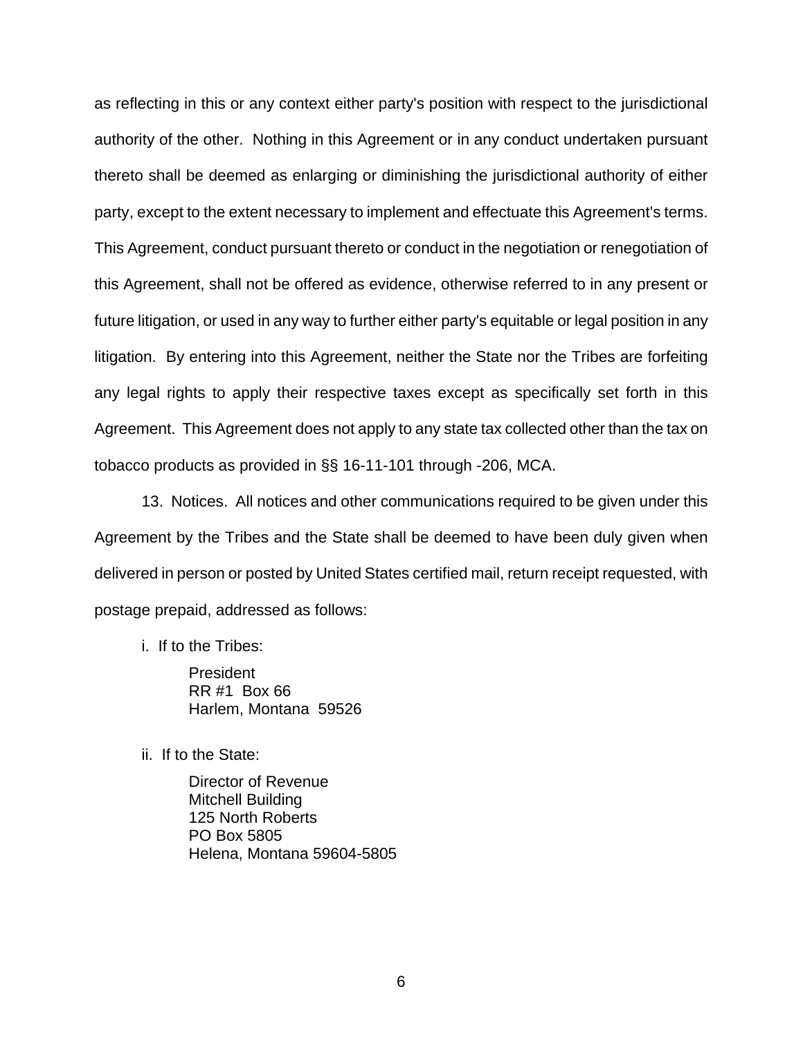as reflecting in this or any context either party's position with respect to the jurisdictional authority of the other. Nothing in this Agreement or in any conduct undertaken pursuant thereto shall be deemed as enlarging or diminishing the jurisdictional authority of either party, except to the extent necessary to implement and effectuate this Agreement's terms. This Agreement, conduct pursuant thereto or conduct in the negotiation or renegotiation of this Agreement, shall not be offered as evidence, otherwise referred to in any present or future litigation, or used in any way to further either party's equitable or legal position in any litigation. By entering into this Agreement, neither the State nor the Tribes are forfeiting any legal rights to apply their respective taxes except as specifically set forth in this Agreement. This Agreement does not apply to any state tax collected other than the tax on tobacco products as provided in §§ 16-11-101 through -206, MCA.

13. Notices. All notices and other communications required to be given under this Agreement by the Tribes and the State shall be deemed to have been duly given when delivered in person or posted by United States certified mail, return receipt requested, with postage prepaid, addressed as follows:

i. If to the Tribes:

President
RR #1 Box 66
Harlem, Montana 59526

ii. If to the State:

Director of Revenue
Mitchell Building
125 North Roberts
PO Box 5805
Helena, Montana 59604-5805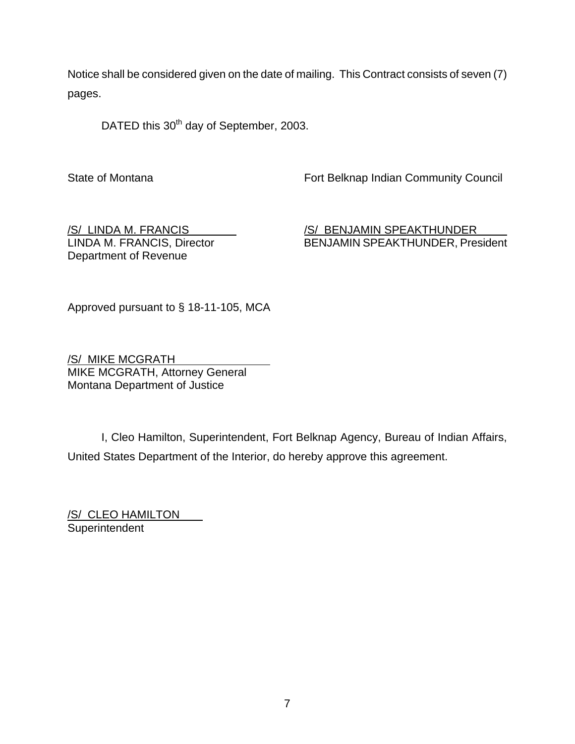Notice shall be considered given on the date of mailing. This Contract consists of seven (7) pages.

DATED this 30th day of September, 2003.

State of Montana

/S/ LINDA M. FRANCIS
LINDA M. FRANCIS, Director
Department of Revenue

Fort Belknap Indian Community Council

/S/ BENJAMIN SPEAKTHUNDER
BENJAMIN SPEAKTHUNDER, President

Approved pursuant to § 18-11-105, MCA

/S/ MIKE MCGRATH
MIKE MCGRATH, Attorney General
Montana Department of Justice

I, Cleo Hamilton, Superintendent, Fort Belknap Agency, Bureau of Indian Affairs, United States Department of the Interior, do hereby approve this agreement.

/S/ CLEO HAMILTON
Superintendent